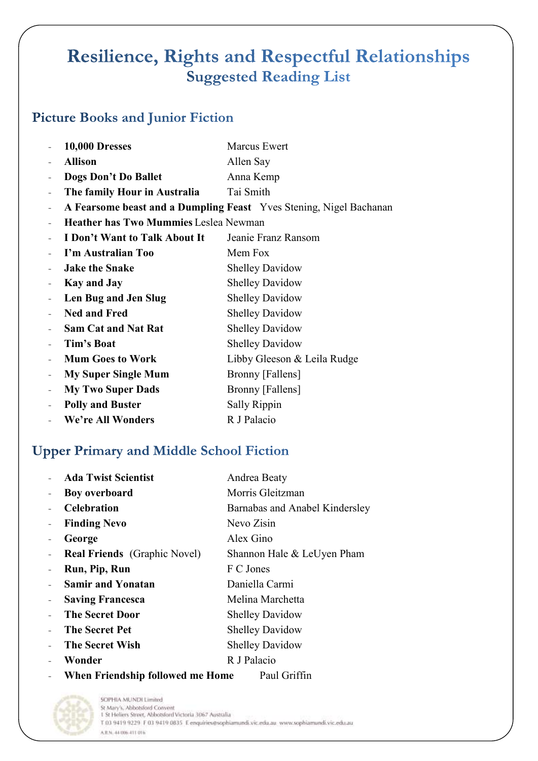# Resilience, Rights and Respectful Relationships

## Suggested Reading List

### Picture Books and Junior Fiction

- **10,000 Dresses** Marcus Ewert
- **Allison** Allen Say
- **Dogs Don't Do Ballet** Anna Kemp
- **The family Hour in Australia** Tai Smith
- **A Fearsome beast and a Dumpling Feast** Yves Stening, Nigel Bachanan
- **Heather has Two Mummies** Leslea Newman
- **I Don't Want to Talk About It** Jeanie Franz Ransom
- **I'm Australian Too** Mem Fox
- **Jake the Snake** Shelley Davidow
- **Kay and Jay** Shelley Davidow
- **Len Bug and Jen Slug** Shelley Davidow
- **Ned and Fred** Shelley Davidow
- **Sam Cat and Nat Rat** Shelley Davidow
- **Tim's Boat** Shelley Davidow
- **Mum Goes to Work** Libby Gleeson & Leila Rudge
- **My Super Single Mum** Bronny [Fallens]
- **My Two Super Dads** Bronny [Fallens]
- **Polly and Buster** Sally Rippin
- **We're All Wonders** R J Palacio

### Upper Primary and Middle School Fiction

- **Ada Twist Scientist** Andrea Beaty
- **Boy overboard** Morris Gleitzman
- **Celebration** Barnabas and Anabel Kindersley
- **Finding Nevo** Nevo Zisin
- **George** Alex Gino
- **Real Friends** (Graphic Novel) Shannon Hale & LeUyen Pham
- **Run, Pip, Run** F C Jones
- **Samir and Yonatan** Daniella Carmi
- **Saving Francesca** Melina Marchetta
- **The Secret Door** Shelley Davidow
- **The Secret Pet** Shelley Davidow
- **The Secret Wish** Shelley Davidow
- **Wonder** R J Palacio
- **When Friendship followed me Home** Paul Griffin

SOPHIA MUNDI Limited
St Mary's, Abbotsford Convent
1 St Heliers Street, Abbotsford Victoria 3067 Australia
T 03 9419 9229 F 03 9419 0835 E enquiries@sophiamundi.vic.edu.au www.sophiamundi.vic.edu.au
A.B.N. 44 006 411 016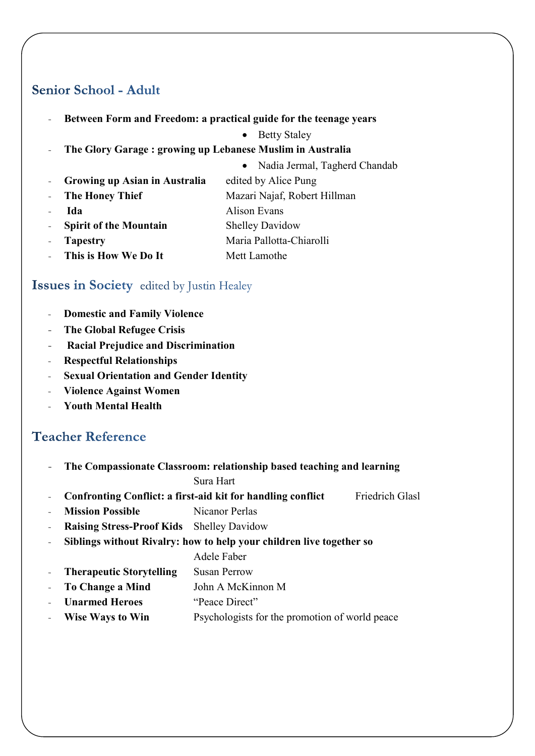## Senior School - Adult

- **Between Form and Freedom: a practical guide for the teenage years**
  - Betty Staley
- **The Glory Garage : growing up Lebanese Muslim in Australia**
  - Nadia Jermal, Tagherd Chandab
- **Growing up Asian in Australia** edited by Alice Pung
- **The Honey Thief** Mazari Najaf, Robert Hillman
- **Ida** Alison Evans
- **Spirit of the Mountain** Shelley Davidow
- **Tapestry** Maria Pallotta-Chiarolli
- **This is How We Do It** Mett Lamothe

## Issues in Society edited by Justin Healey

- **Domestic and Family Violence**
- **The Global Refugee Crisis**
- **Racial Prejudice and Discrimination**
- **Respectful Relationships**
- **Sexual Orientation and Gender Identity**
- **Violence Against Women**
- **Youth Mental Health**

## Teacher Reference

- **The Compassionate Classroom: relationship based teaching and learning**
  Sura Hart
- **Confronting Conflict: a first-aid kit for handling conflict** Friedrich Glasl
- **Mission Possible** Nicanor Perlas
- **Raising Stress-Proof Kids** Shelley Davidow
- **Siblings without Rivalry: how to help your children live together so**
  Adele Faber
- **Therapeutic Storytelling** Susan Perrow
- **To Change a Mind** John A McKinnon M
- **Unarmed Heroes** "Peace Direct"
- **Wise Ways to Win** Psychologists for the promotion of world peace